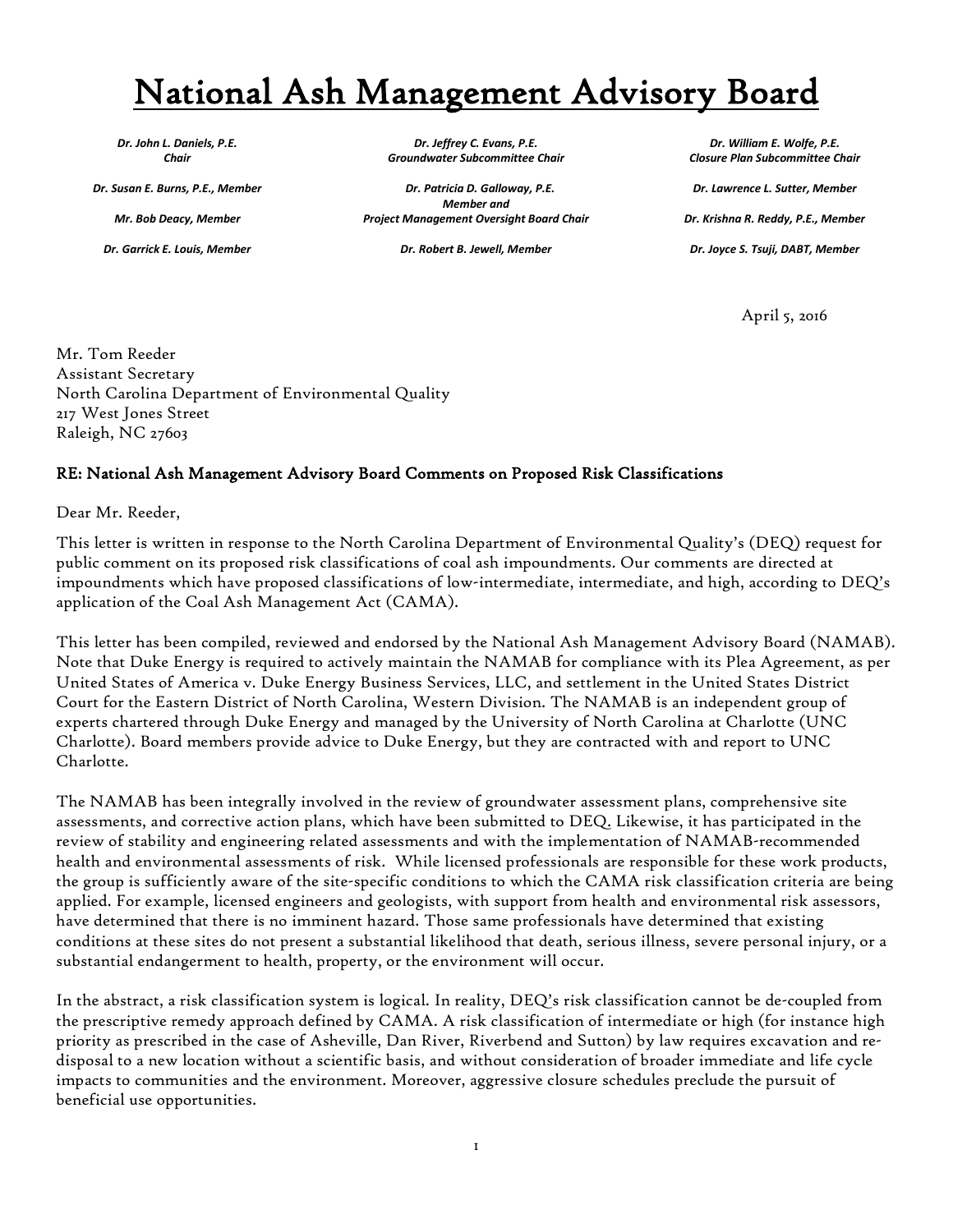# National Ash Management Advisory Board

*Dr. John L. Daniels, P.E.*
*Chair*

*Dr. Jeffrey C. Evans, P.E.*
*Groundwater Subcommittee Chair*

*Dr. William E. Wolfe, P.E.*
*Closure Plan Subcommittee Chair*

*Dr. Susan E. Burns, P.E., Member*

*Dr. Patricia D. Galloway, P.E.*
*Member and*
*Project Management Oversight Board Chair*

*Dr. Lawrence L. Sutter, Member*

*Mr. Bob Deacy, Member*

*Dr. Krishna R. Reddy, P.E., Member*

*Dr. Garrick E. Louis, Member*

*Dr. Robert B. Jewell, Member*

*Dr. Joyce S. Tsuji, DABT, Member*

April 5, 2016

Mr. Tom Reeder
Assistant Secretary
North Carolina Department of Environmental Quality
217 West Jones Street
Raleigh, NC 27603

**RE: National Ash Management Advisory Board Comments on Proposed Risk Classifications**

Dear Mr. Reeder,

This letter is written in response to the North Carolina Department of Environmental Quality's (DEQ) request for public comment on its proposed risk classifications of coal ash impoundments. Our comments are directed at impoundments which have proposed classifications of low-intermediate, intermediate, and high, according to DEQ's application of the Coal Ash Management Act (CAMA).

This letter has been compiled, reviewed and endorsed by the National Ash Management Advisory Board (NAMAB). Note that Duke Energy is required to actively maintain the NAMAB for compliance with its Plea Agreement, as per United States of America v. Duke Energy Business Services, LLC, and settlement in the United States District Court for the Eastern District of North Carolina, Western Division. The NAMAB is an independent group of experts chartered through Duke Energy and managed by the University of North Carolina at Charlotte (UNC Charlotte). Board members provide advice to Duke Energy, but they are contracted with and report to UNC Charlotte.

The NAMAB has been integrally involved in the review of groundwater assessment plans, comprehensive site assessments, and corrective action plans, which have been submitted to DEQ. Likewise, it has participated in the review of stability and engineering related assessments and with the implementation of NAMAB-recommended health and environmental assessments of risk. While licensed professionals are responsible for these work products, the group is sufficiently aware of the site-specific conditions to which the CAMA risk classification criteria are being applied. For example, licensed engineers and geologists, with support from health and environmental risk assessors, have determined that there is no imminent hazard. Those same professionals have determined that existing conditions at these sites do not present a substantial likelihood that death, serious illness, severe personal injury, or a substantial endangerment to health, property, or the environment will occur.

In the abstract, a risk classification system is logical. In reality, DEQ's risk classification cannot be de-coupled from the prescriptive remedy approach defined by CAMA. A risk classification of intermediate or high (for instance high priority as prescribed in the case of Asheville, Dan River, Riverbend and Sutton) by law requires excavation and re-disposal to a new location without a scientific basis, and without consideration of broader immediate and life cycle impacts to communities and the environment. Moreover, aggressive closure schedules preclude the pursuit of beneficial use opportunities.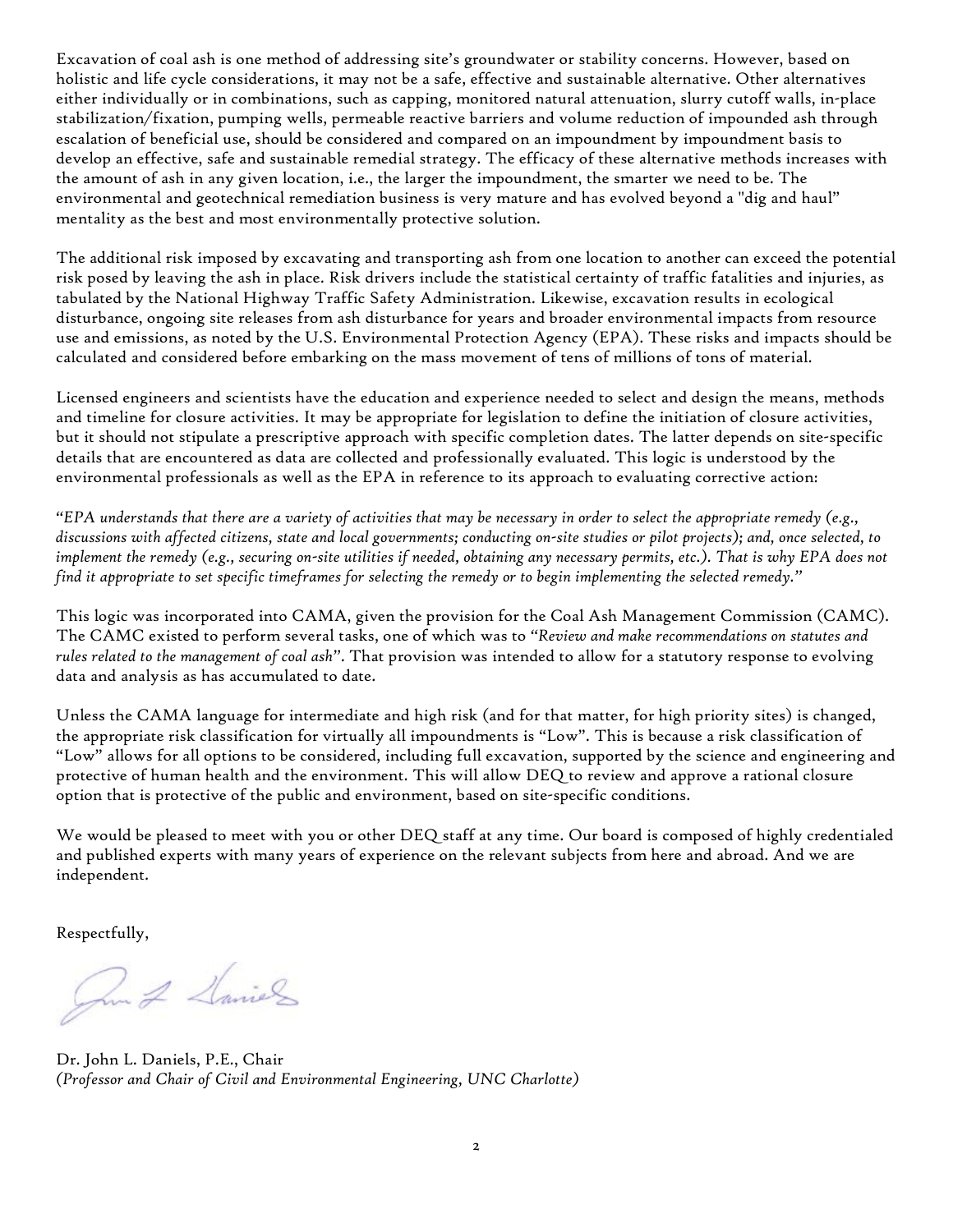Excavation of coal ash is one method of addressing site's groundwater or stability concerns. However, based on holistic and life cycle considerations, it may not be a safe, effective and sustainable alternative. Other alternatives either individually or in combinations, such as capping, monitored natural attenuation, slurry cutoff walls, in-place stabilization/fixation, pumping wells, permeable reactive barriers and volume reduction of impounded ash through escalation of beneficial use, should be considered and compared on an impoundment by impoundment basis to develop an effective, safe and sustainable remedial strategy. The efficacy of these alternative methods increases with the amount of ash in any given location, i.e., the larger the impoundment, the smarter we need to be. The environmental and geotechnical remediation business is very mature and has evolved beyond a "dig and haul" mentality as the best and most environmentally protective solution.

The additional risk imposed by excavating and transporting ash from one location to another can exceed the potential risk posed by leaving the ash in place. Risk drivers include the statistical certainty of traffic fatalities and injuries, as tabulated by the National Highway Traffic Safety Administration. Likewise, excavation results in ecological disturbance, ongoing site releases from ash disturbance for years and broader environmental impacts from resource use and emissions, as noted by the U.S. Environmental Protection Agency (EPA). These risks and impacts should be calculated and considered before embarking on the mass movement of tens of millions of tons of material.

Licensed engineers and scientists have the education and experience needed to select and design the means, methods and timeline for closure activities. It may be appropriate for legislation to define the initiation of closure activities, but it should not stipulate a prescriptive approach with specific completion dates. The latter depends on site-specific details that are encountered as data are collected and professionally evaluated. This logic is understood by the environmental professionals as well as the EPA in reference to its approach to evaluating corrective action:

*"EPA understands that there are a variety of activities that may be necessary in order to select the appropriate remedy (e.g., discussions with affected citizens, state and local governments; conducting on-site studies or pilot projects); and, once selected, to implement the remedy (e.g., securing on-site utilities if needed, obtaining any necessary permits, etc.). That is why EPA does not find it appropriate to set specific timeframes for selecting the remedy or to begin implementing the selected remedy."*

This logic was incorporated into CAMA, given the provision for the Coal Ash Management Commission (CAMC). The CAMC existed to perform several tasks, one of which was to *"Review and make recommendations on statutes and rules related to the management of coal ash"*. That provision was intended to allow for a statutory response to evolving data and analysis as has accumulated to date.

Unless the CAMA language for intermediate and high risk (and for that matter, for high priority sites) is changed, the appropriate risk classification for virtually all impoundments is "Low". This is because a risk classification of "Low" allows for all options to be considered, including full excavation, supported by the science and engineering and protective of human health and the environment. This will allow DEQ to review and approve a rational closure option that is protective of the public and environment, based on site-specific conditions.

We would be pleased to meet with you or other DEQ staff at any time. Our board is composed of highly credentialed and published experts with many years of experience on the relevant subjects from here and abroad. And we are independent.

Respectfully,

Dr. John L. Daniels, P.E., Chair
*(Professor and Chair of Civil and Environmental Engineering, UNC Charlotte)*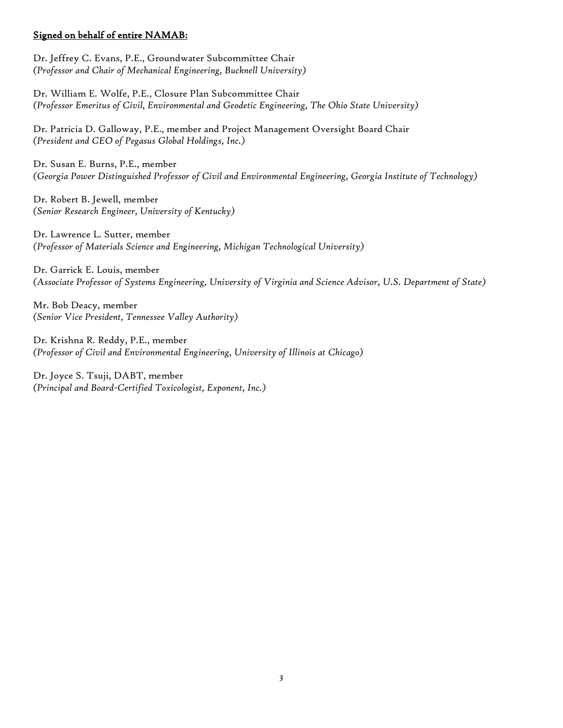**Signed on behalf of entire NAMAB:**

Dr. Jeffrey C. Evans, P.E., Groundwater Subcommittee Chair
*(Professor and Chair of Mechanical Engineering, Bucknell University)*

Dr. William E. Wolfe, P.E., Closure Plan Subcommittee Chair
*(Professor Emeritus of Civil, Environmental and Geodetic Engineering, The Ohio State University)*

Dr. Patricia D. Galloway, P.E., member and Project Management Oversight Board Chair
*(President and CEO of Pegasus Global Holdings, Inc.)*

Dr. Susan E. Burns, P.E., member
*(Georgia Power Distinguished Professor of Civil and Environmental Engineering, Georgia Institute of Technology)*

Dr. Robert B. Jewell, member
*(Senior Research Engineer, University of Kentucky)*

Dr. Lawrence L. Sutter, member
*(Professor of Materials Science and Engineering, Michigan Technological University)*

Dr. Garrick E. Louis, member
*(Associate Professor of Systems Engineering, University of Virginia and Science Advisor, U.S. Department of State)*

Mr. Bob Deacy, member
*(Senior Vice President, Tennessee Valley Authority)*

Dr. Krishna R. Reddy, P.E., member
*(Professor of Civil and Environmental Engineering, University of Illinois at Chicago)*

Dr. Joyce S. Tsuji, DABT, member
*(Principal and Board-Certified Toxicologist, Exponent, Inc.)*